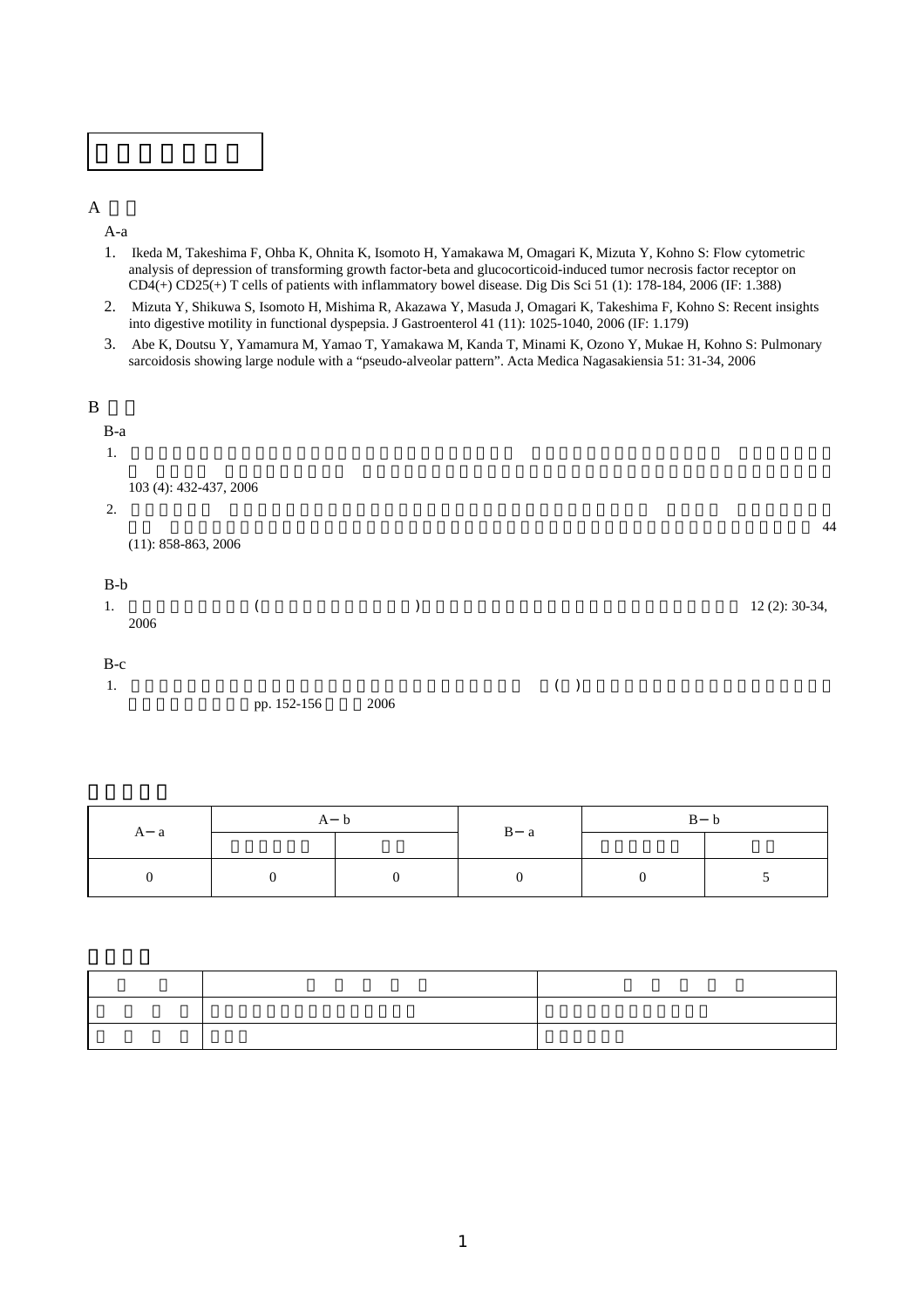A

A-a

1. Ikeda M, Takeshima F, Ohba K, Ohnita K, Isomoto H, Yamakawa M, Omagari K, Mizuta Y, Kohno S: Flow cytometric analysis of depression of transforming growth factor-beta and glucocorticoid-induced tumor necrosis factor receptor on CD4(+) CD25(+) T cells of patients with inflammatory bowel disease. Dig Dis Sci 51 (1): 178-184, 2006 (IF: 1.388)
2. Mizuta Y, Shikuwa S, Isomoto H, Mishima R, Akazawa Y, Masuda J, Omagari K, Takeshima F, Kohno S: Recent insights into digestive motility in functional dyspepsia. J Gastroenterol 41 (11): 1025-1040, 2006 (IF: 1.179)
3. Abe K, Doutsu Y, Yamamura M, Yamao T, Yamakawa M, Kanda T, Minami K, Ozono Y, Mukae H, Kohno S: Pulmonary sarcoidosis showing large nodule with a "pseudo-alveolar pattern". Acta Medica Nagasakiensia 51: 31-34, 2006

B

B-a

1. 103 (4): 432-437, 2006
2. 44 (11): 858-863, 2006

B-b

1. ( ) 12 (2): 30-34, 2006

B-c

1. ( ) pp. 152-156 2006

| A－a | A－b | | B－a | B－b | |
|---|---|---|---|---|---|
| | | | | | |
| 0 | 0 | 0 | 0 | 0 | 5 |

| | | |
|---|---|---|
| | | |
| | | |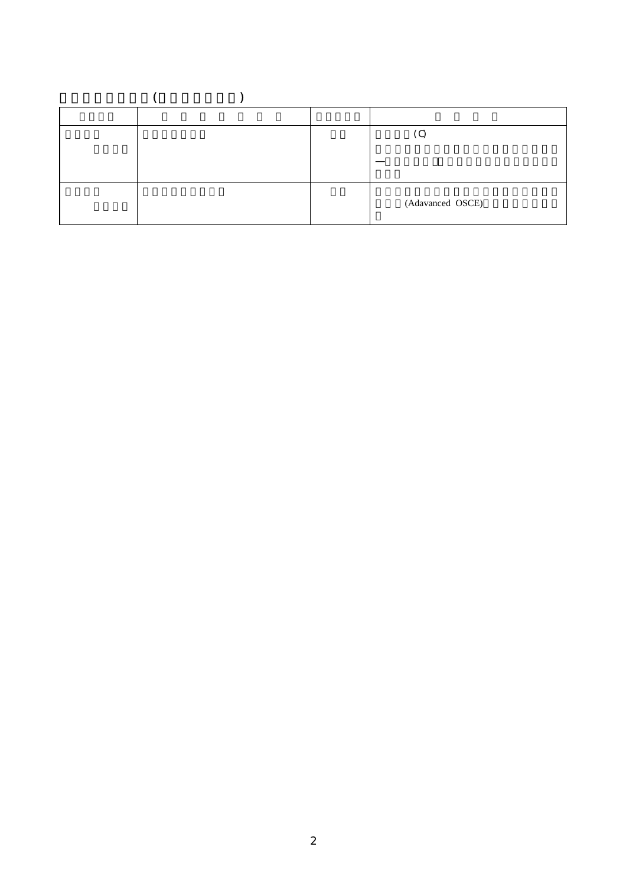| | | | |
|---|---|---|---|
| | | | (C) —， |
| | | | (Adavanced OSCE) |